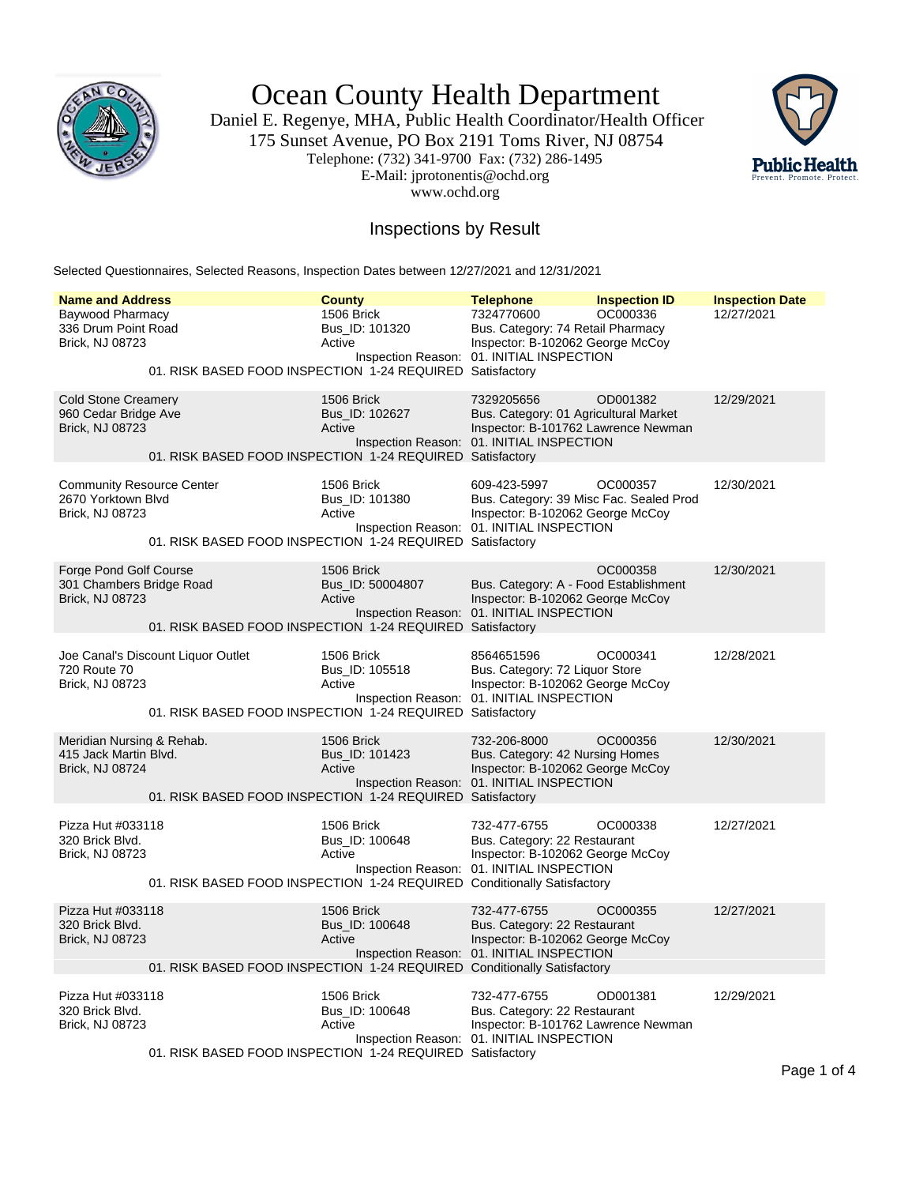# Ocean County Health Department

Daniel E. Regenye, MHA, Public Health Coordinator/Health Officer
175 Sunset Avenue, PO Box 2191 Toms River, NJ 08754
Telephone: (732) 341-9700 Fax: (732) 286-1495
E-Mail: jprotonentis@ochd.org
www.ochd.org

## Inspections by Result

Selected Questionnaires, Selected Reasons, Inspection Dates between 12/27/2021 and 12/31/2021

| Name and Address | County | Telephone | Inspection ID | Inspection Date |
|---|---|---|---|---|
| Baywood Pharmacy<br>336 Drum Point Road<br>Brick, NJ 08723 | 1506 Brick<br>Bus_ID: 101320<br>Active | 7324770600<br>Bus. Category: 74 Retail Pharmacy<br>Inspector: B-102062 George McCoy | OC000336 | 12/27/2021 |
| | Inspection Reason: | 01. INITIAL INSPECTION | | |
| 01. RISK BASED FOOD INSPECTION 1-24 REQUIRED | | Satisfactory | | |
| Cold Stone Creamery<br>960 Cedar Bridge Ave<br>Brick, NJ 08723 | 1506 Brick<br>Bus_ID: 102627<br>Active | 7329205656<br>Bus. Category: 01 Agricultural Market<br>Inspector: B-101762 Lawrence Newman | OD001382 | 12/29/2021 |
| | Inspection Reason: | 01. INITIAL INSPECTION | | |
| 01. RISK BASED FOOD INSPECTION 1-24 REQUIRED | | Satisfactory | | |
| Community Resource Center<br>2670 Yorktown Blvd<br>Brick, NJ 08723 | 1506 Brick<br>Bus_ID: 101380<br>Active | 609-423-5997<br>Bus. Category: 39 Misc Fac. Sealed Prod<br>Inspector: B-102062 George McCoy | OC000357 | 12/30/2021 |
| | Inspection Reason: | 01. INITIAL INSPECTION | | |
| 01. RISK BASED FOOD INSPECTION 1-24 REQUIRED | | Satisfactory | | |
| Forge Pond Golf Course<br>301 Chambers Bridge Road<br>Brick, NJ 08723 | 1506 Brick<br>Bus_ID: 50004807<br>Active | Bus. Category: A - Food Establishment<br>Inspector: B-102062 George McCoy | OC000358 | 12/30/2021 |
| | Inspection Reason: | 01. INITIAL INSPECTION | | |
| 01. RISK BASED FOOD INSPECTION 1-24 REQUIRED | | Satisfactory | | |
| Joe Canal's Discount Liquor Outlet<br>720 Route 70<br>Brick, NJ 08723 | 1506 Brick<br>Bus_ID: 105518<br>Active | 8564651596<br>Bus. Category: 72 Liquor Store<br>Inspector: B-102062 George McCoy | OC000341 | 12/28/2021 |
| | Inspection Reason: | 01. INITIAL INSPECTION | | |
| 01. RISK BASED FOOD INSPECTION 1-24 REQUIRED | | Satisfactory | | |
| Meridian Nursing & Rehab.<br>415 Jack Martin Blvd.<br>Brick, NJ 08724 | 1506 Brick<br>Bus_ID: 101423<br>Active | 732-206-8000<br>Bus. Category: 42 Nursing Homes<br>Inspector: B-102062 George McCoy | OC000356 | 12/30/2021 |
| | Inspection Reason: | 01. INITIAL INSPECTION | | |
| 01. RISK BASED FOOD INSPECTION 1-24 REQUIRED | | Satisfactory | | |
| Pizza Hut #033118<br>320 Brick Blvd.<br>Brick, NJ 08723 | 1506 Brick<br>Bus_ID: 100648<br>Active | 732-477-6755<br>Bus. Category: 22 Restaurant<br>Inspector: B-102062 George McCoy | OC000338 | 12/27/2021 |
| | Inspection Reason: | 01. INITIAL INSPECTION | | |
| 01. RISK BASED FOOD INSPECTION 1-24 REQUIRED | | Conditionally Satisfactory | | |
| Pizza Hut #033118<br>320 Brick Blvd.<br>Brick, NJ 08723 | 1506 Brick<br>Bus_ID: 100648<br>Active | 732-477-6755<br>Bus. Category: 22 Restaurant<br>Inspector: B-102062 George McCoy | OC000355 | 12/27/2021 |
| | Inspection Reason: | 01. INITIAL INSPECTION | | |
| 01. RISK BASED FOOD INSPECTION 1-24 REQUIRED | | Conditionally Satisfactory | | |
| Pizza Hut #033118<br>320 Brick Blvd.<br>Brick, NJ 08723 | 1506 Brick<br>Bus_ID: 100648<br>Active | 732-477-6755<br>Bus. Category: 22 Restaurant<br>Inspector: B-101762 Lawrence Newman | OD001381 | 12/29/2021 |
| | Inspection Reason: | 01. INITIAL INSPECTION | | |
| 01. RISK BASED FOOD INSPECTION 1-24 REQUIRED | | Satisfactory | | |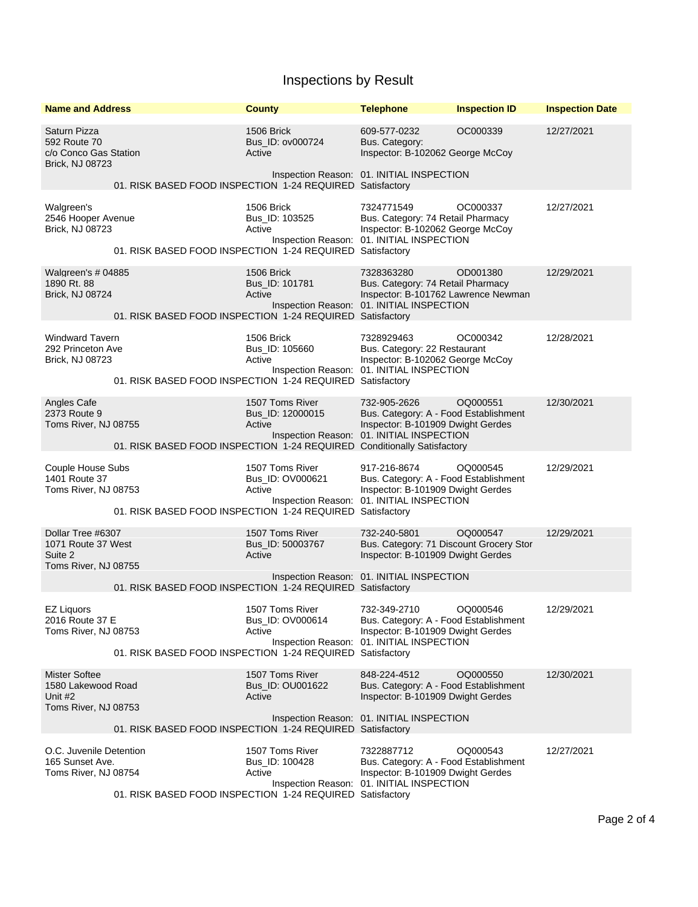# Inspections by Result

| Name and Address | County | Telephone | Inspection ID | Inspection Date |
|---|---|---|---|---|
| Saturn Pizza<br>592 Route 70<br>c/o Conco Gas Station<br>Brick, NJ 08723 | 1506 Brick<br>Bus_ID: ov000724<br>Active | 609-577-0232<br>Bus. Category:<br>Inspector: B-102062 George McCoy | OC000339 | 12/27/2021 |
| Inspection Reason: 01. INITIAL INSPECTION<br>01. RISK BASED FOOD INSPECTION 1-24 REQUIRED Satisfactory | | | | |
| Walgreen's<br>2546 Hooper Avenue<br>Brick, NJ 08723 | 1506 Brick<br>Bus_ID: 103525<br>Active | 7324771549<br>Bus. Category: 74 Retail Pharmacy<br>Inspector: B-102062 George McCoy | OC000337 | 12/27/2021 |
| Inspection Reason: 01. INITIAL INSPECTION<br>01. RISK BASED FOOD INSPECTION 1-24 REQUIRED Satisfactory | | | | |
| Walgreen's # 04885<br>1890 Rt. 88<br>Brick, NJ 08724 | 1506 Brick<br>Bus_ID: 101781<br>Active | 7328363280<br>Bus. Category: 74 Retail Pharmacy<br>Inspector: B-101762 Lawrence Newman | OD001380 | 12/29/2021 |
| Inspection Reason: 01. INITIAL INSPECTION<br>01. RISK BASED FOOD INSPECTION 1-24 REQUIRED Satisfactory | | | | |
| Windward Tavern<br>292 Princeton Ave<br>Brick, NJ 08723 | 1506 Brick<br>Bus_ID: 105660<br>Active | 7328929463<br>Bus. Category: 22 Restaurant<br>Inspector: B-102062 George McCoy | OC000342 | 12/28/2021 |
| Inspection Reason: 01. INITIAL INSPECTION<br>01. RISK BASED FOOD INSPECTION 1-24 REQUIRED Satisfactory | | | | |
| Angles Cafe<br>2373 Route 9<br>Toms River, NJ 08755 | 1507 Toms River<br>Bus_ID: 12000015<br>Active | 732-905-2626<br>Bus. Category: A - Food Establishment<br>Inspector: B-101909 Dwight Gerdes | OQ000551 | 12/30/2021 |
| Inspection Reason: 01. INITIAL INSPECTION<br>01. RISK BASED FOOD INSPECTION 1-24 REQUIRED Conditionally Satisfactory | | | | |
| Couple House Subs<br>1401 Route 37<br>Toms River, NJ 08753 | 1507 Toms River<br>Bus_ID: OV000621<br>Active | 917-216-8674<br>Bus. Category: A - Food Establishment<br>Inspector: B-101909 Dwight Gerdes | OQ000545 | 12/29/2021 |
| Inspection Reason: 01. INITIAL INSPECTION<br>01. RISK BASED FOOD INSPECTION 1-24 REQUIRED Satisfactory | | | | |
| Dollar Tree #6307<br>1071 Route 37 West<br>Suite 2<br>Toms River, NJ 08755 | 1507 Toms River<br>Bus_ID: 50003767<br>Active | 732-240-5801<br>Bus. Category: 71 Discount Grocery Stor<br>Inspector: B-101909 Dwight Gerdes | OQ000547 | 12/29/2021 |
| Inspection Reason: 01. INITIAL INSPECTION<br>01. RISK BASED FOOD INSPECTION 1-24 REQUIRED Satisfactory | | | | |
| EZ Liquors<br>2016 Route 37 E<br>Toms River, NJ 08753 | 1507 Toms River<br>Bus_ID: OV000614<br>Active | 732-349-2710<br>Bus. Category: A - Food Establishment<br>Inspector: B-101909 Dwight Gerdes | OQ000546 | 12/29/2021 |
| Inspection Reason: 01. INITIAL INSPECTION<br>01. RISK BASED FOOD INSPECTION 1-24 REQUIRED Satisfactory | | | | |
| Mister Softee<br>1580 Lakewood Road<br>Unit #2<br>Toms River, NJ 08753 | 1507 Toms River<br>Bus_ID: OU001622<br>Active | 848-224-4512<br>Bus. Category: A - Food Establishment<br>Inspector: B-101909 Dwight Gerdes | OQ000550 | 12/30/2021 |
| Inspection Reason: 01. INITIAL INSPECTION<br>01. RISK BASED FOOD INSPECTION 1-24 REQUIRED Satisfactory | | | | |
| O.C. Juvenile Detention<br>165 Sunset Ave.<br>Toms River, NJ 08754 | 1507 Toms River<br>Bus_ID: 100428<br>Active | 7322887712<br>Bus. Category: A - Food Establishment<br>Inspector: B-101909 Dwight Gerdes | OQ000543 | 12/27/2021 |
| Inspection Reason: 01. INITIAL INSPECTION<br>01. RISK BASED FOOD INSPECTION 1-24 REQUIRED Satisfactory | | | | |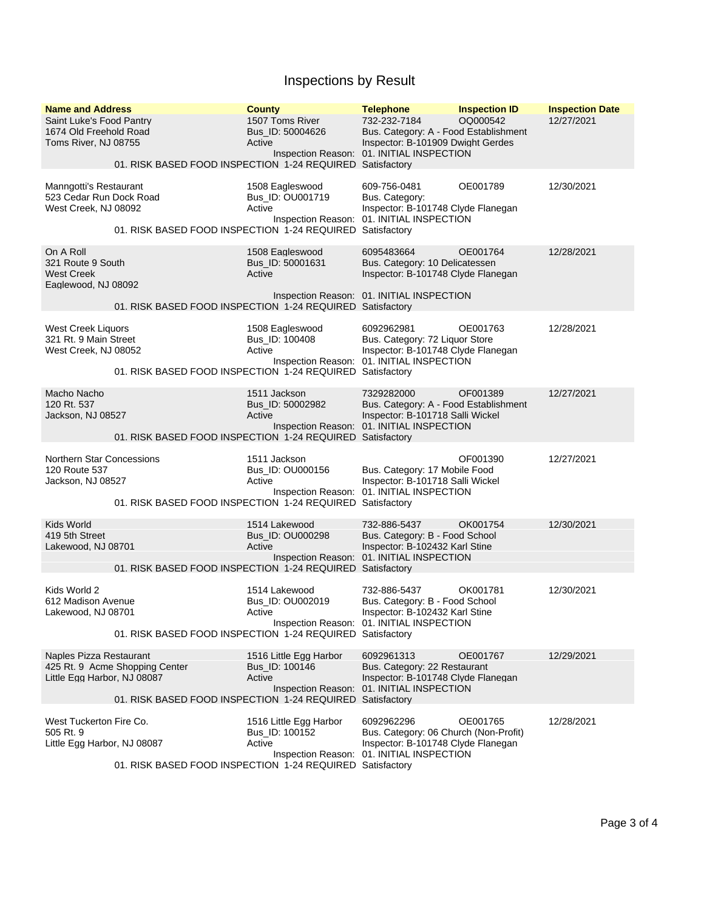# Inspections by Result

| Name and Address | County | Telephone | Inspection ID | Inspection Date |
|---|---|---|---|---|
| Saint Luke's Food Pantry<br>1674 Old Freehold Road<br>Toms River, NJ 08755 | 1507 Toms River<br>Bus_ID: 50004626<br>Active | 732-232-7184<br>Bus. Category: A - Food Establishment<br>Inspector: B-101909 Dwight Gerdes | OQ000542 | 12/27/2021 |
| | Inspection Reason: | 01. INITIAL INSPECTION | | |
| 01. RISK BASED FOOD INSPECTION 1-24 REQUIRED | | Satisfactory | | |
| Manngotti's Restaurant<br>523 Cedar Run Dock Road<br>West Creek, NJ 08092 | 1508 Eagleswood<br>Bus_ID: OU001719<br>Active | 609-756-0481<br>Bus. Category:<br>Inspector: B-101748 Clyde Flanegan | OE001789 | 12/30/2021 |
| | Inspection Reason: | 01. INITIAL INSPECTION | | |
| 01. RISK BASED FOOD INSPECTION 1-24 REQUIRED | | Satisfactory | | |
| On A Roll<br>321 Route 9 South<br>West Creek<br>Eaglewood, NJ 08092 | 1508 Eagleswood<br>Bus_ID: 50001631<br>Active | 6095483664<br>Bus. Category: 10 Delicatessen<br>Inspector: B-101748 Clyde Flanegan | OE001764 | 12/28/2021 |
| | Inspection Reason: | 01. INITIAL INSPECTION | | |
| 01. RISK BASED FOOD INSPECTION 1-24 REQUIRED | | Satisfactory | | |
| West Creek Liquors<br>321 Rt. 9 Main Street<br>West Creek, NJ 08052 | 1508 Eagleswood<br>Bus_ID: 100408<br>Active | 6092962981<br>Bus. Category: 72 Liquor Store<br>Inspector: B-101748 Clyde Flanegan | OE001763 | 12/28/2021 |
| | Inspection Reason: | 01. INITIAL INSPECTION | | |
| 01. RISK BASED FOOD INSPECTION 1-24 REQUIRED | | Satisfactory | | |
| Macho Nacho<br>120 Rt. 537<br>Jackson, NJ 08527 | 1511 Jackson<br>Bus_ID: 50002982<br>Active | 7329282000<br>Bus. Category: A - Food Establishment<br>Inspector: B-101718 Salli Wickel | OF001389 | 12/27/2021 |
| | Inspection Reason: | 01. INITIAL INSPECTION | | |
| 01. RISK BASED FOOD INSPECTION 1-24 REQUIRED | | Satisfactory | | |
| Northern Star Concessions<br>120 Route 537<br>Jackson, NJ 08527 | 1511 Jackson<br>Bus_ID: OU000156<br>Active | Bus. Category: 17 Mobile Food<br>Inspector: B-101718 Salli Wickel | OF001390 | 12/27/2021 |
| | Inspection Reason: | 01. INITIAL INSPECTION | | |
| 01. RISK BASED FOOD INSPECTION 1-24 REQUIRED | | Satisfactory | | |
| Kids World<br>419 5th Street<br>Lakewood, NJ 08701 | 1514 Lakewood<br>Bus_ID: OU000298<br>Active | 732-886-5437<br>Bus. Category: B - Food School<br>Inspector: B-102432 Karl Stine | OK001754 | 12/30/2021 |
| | Inspection Reason: | 01. INITIAL INSPECTION | | |
| 01. RISK BASED FOOD INSPECTION 1-24 REQUIRED | | Satisfactory | | |
| Kids World 2<br>612 Madison Avenue<br>Lakewood, NJ 08701 | 1514 Lakewood<br>Bus_ID: OU002019<br>Active | 732-886-5437<br>Bus. Category: B - Food School<br>Inspector: B-102432 Karl Stine | OK001781 | 12/30/2021 |
| | Inspection Reason: | 01. INITIAL INSPECTION | | |
| 01. RISK BASED FOOD INSPECTION 1-24 REQUIRED | | Satisfactory | | |
| Naples Pizza Restaurant<br>425 Rt. 9 Acme Shopping Center<br>Little Egg Harbor, NJ 08087 | 1516 Little Egg Harbor<br>Bus_ID: 100146<br>Active | 6092961313<br>Bus. Category: 22 Restaurant<br>Inspector: B-101748 Clyde Flanegan | OE001767 | 12/29/2021 |
| | Inspection Reason: | 01. INITIAL INSPECTION | | |
| 01. RISK BASED FOOD INSPECTION 1-24 REQUIRED | | Satisfactory | | |
| West Tuckerton Fire Co.<br>505 Rt. 9<br>Little Egg Harbor, NJ 08087 | 1516 Little Egg Harbor<br>Bus_ID: 100152<br>Active | 6092962296<br>Bus. Category: 06 Church (Non-Profit)<br>Inspector: B-101748 Clyde Flanegan | OE001765 | 12/28/2021 |
| | Inspection Reason: | 01. INITIAL INSPECTION | | |
| 01. RISK BASED FOOD INSPECTION 1-24 REQUIRED | | Satisfactory | | |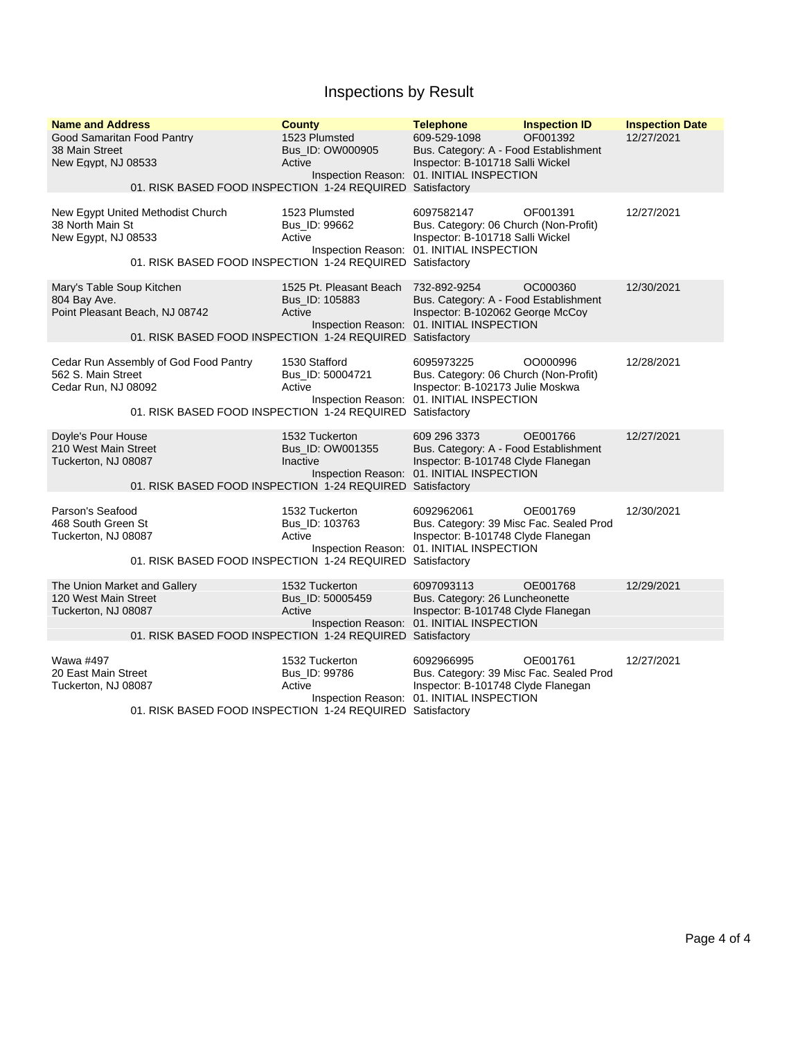# Inspections by Result

| Name and Address | County | Telephone | Inspection ID | Inspection Date |
|---|---|---|---|---|
| Good Samaritan Food Pantry<br>38 Main Street<br>New Egypt, NJ 08533 | 1523 Plumsted<br>Bus_ID: OW000905<br>Active | 609-529-1098<br>Bus. Category: A - Food Establishment<br>Inspector: B-101718 Salli Wickel<br>Inspection Reason: 01. INITIAL INSPECTION<br>01. RISK BASED FOOD INSPECTION 1-24 REQUIRED Satisfactory | OF001392 | 12/27/2021 |
| New Egypt United Methodist Church<br>38 North Main St<br>New Egypt, NJ 08533 | 1523 Plumsted<br>Bus_ID: 99662<br>Active | 6097582147<br>Bus. Category: 06 Church (Non-Profit)<br>Inspector: B-101718 Salli Wickel<br>Inspection Reason: 01. INITIAL INSPECTION<br>01. RISK BASED FOOD INSPECTION 1-24 REQUIRED Satisfactory | OF001391 | 12/27/2021 |
| Mary's Table Soup Kitchen<br>804 Bay Ave.<br>Point Pleasant Beach, NJ 08742 | 1525 Pt. Pleasant Beach<br>Bus_ID: 105883<br>Active | 732-892-9254<br>Bus. Category: A - Food Establishment<br>Inspector: B-102062 George McCoy<br>Inspection Reason: 01. INITIAL INSPECTION<br>01. RISK BASED FOOD INSPECTION 1-24 REQUIRED Satisfactory | OC000360 | 12/30/2021 |
| Cedar Run Assembly of God Food Pantry<br>562 S. Main Street<br>Cedar Run, NJ 08092 | 1530 Stafford<br>Bus_ID: 50004721<br>Active | 6095973225<br>Bus. Category: 06 Church (Non-Profit)<br>Inspector: B-102173 Julie Moskwa<br>Inspection Reason: 01. INITIAL INSPECTION<br>01. RISK BASED FOOD INSPECTION 1-24 REQUIRED Satisfactory | OO000996 | 12/28/2021 |
| Doyle's Pour House<br>210 West Main Street<br>Tuckerton, NJ 08087 | 1532 Tuckerton<br>Bus_ID: OW001355<br>Inactive | 609 296 3373<br>Bus. Category: A - Food Establishment<br>Inspector: B-101748 Clyde Flanegan<br>Inspection Reason: 01. INITIAL INSPECTION<br>01. RISK BASED FOOD INSPECTION 1-24 REQUIRED Satisfactory | OE001766 | 12/27/2021 |
| Parson's Seafood<br>468 South Green St<br>Tuckerton, NJ 08087 | 1532 Tuckerton<br>Bus_ID: 103763<br>Active | 6092962061<br>Bus. Category: 39 Misc Fac. Sealed Prod<br>Inspector: B-101748 Clyde Flanegan<br>Inspection Reason: 01. INITIAL INSPECTION<br>01. RISK BASED FOOD INSPECTION 1-24 REQUIRED Satisfactory | OE001769 | 12/30/2021 |
| The Union Market and Gallery<br>120 West Main Street<br>Tuckerton, NJ 08087 | 1532 Tuckerton<br>Bus_ID: 50005459<br>Active | 6097093113<br>Bus. Category: 26 Luncheonette<br>Inspector: B-101748 Clyde Flanegan<br>Inspection Reason: 01. INITIAL INSPECTION<br>01. RISK BASED FOOD INSPECTION 1-24 REQUIRED Satisfactory | OE001768 | 12/29/2021 |
| Wawa #497<br>20 East Main Street<br>Tuckerton, NJ 08087 | 1532 Tuckerton<br>Bus_ID: 99786<br>Active | 6092966995<br>Bus. Category: 39 Misc Fac. Sealed Prod<br>Inspector: B-101748 Clyde Flanegan<br>Inspection Reason: 01. INITIAL INSPECTION<br>01. RISK BASED FOOD INSPECTION 1-24 REQUIRED Satisfactory | OE001761 | 12/27/2021 |